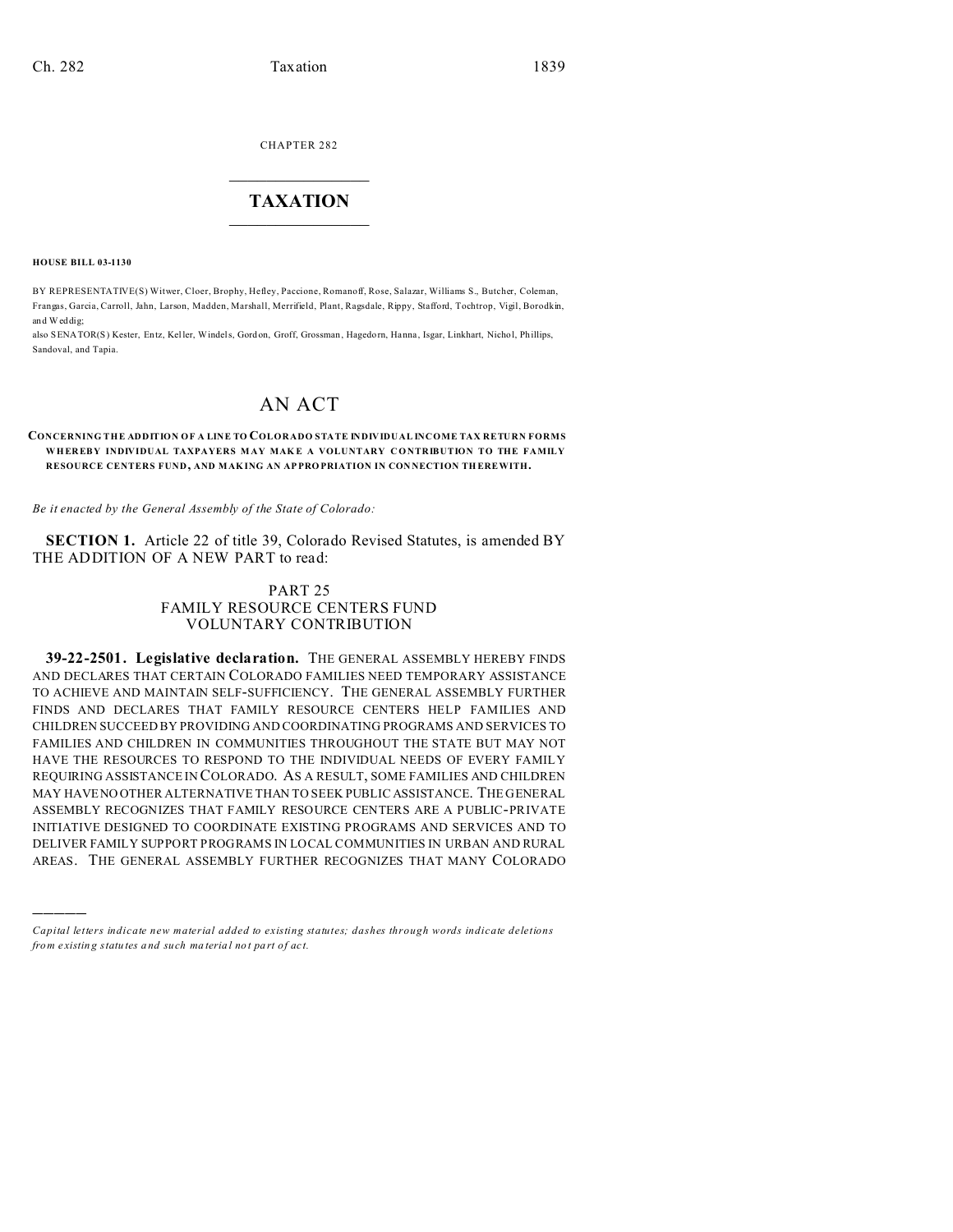CHAPTER 282

# TAXATION

**HOUSE BILL 03-1130**

BY REPRESENTATIVE(S) Witwer, Cloer, Brophy, Hefley, Paccione, Romanoff, Rose, Salazar, Williams S., Butcher, Coleman, Frangas, Garcia, Carroll, Jahn, Larson, Madden, Marshall, Merrifield, Plant, Ragsdale, Rippy, Stafford, Tochtrop, Vigil, Borodkin, and Weddig;
also SENATOR(S) Kester, Entz, Keller, Windels, Gordon, Groff, Grossman, Hagedorn, Hanna, Isgar, Linkhart, Nichol, Phillips, Sandoval, and Tapia.

# AN ACT

**CONCERNING THE ADDITION OF A LINE TO COLORADO STATE INDIVIDUAL INCOME TAX RETURN FORMS WHEREBY INDIVIDUAL TAXPAYERS MAY MAKE A VOLUNTARY CONTRIBUTION TO THE FAMILY RESOURCE CENTERS FUND, AND MAKING AN APPROPRIATION IN CONNECTION THEREWITH.**

*Be it enacted by the General Assembly of the State of Colorado:*

**SECTION 1.** Article 22 of title 39, Colorado Revised Statutes, is amended BY THE ADDITION OF A NEW PART to read:

PART 25
FAMILY RESOURCE CENTERS FUND
VOLUNTARY CONTRIBUTION

**39-22-2501. Legislative declaration.** THE GENERAL ASSEMBLY HEREBY FINDS AND DECLARES THAT CERTAIN COLORADO FAMILIES NEED TEMPORARY ASSISTANCE TO ACHIEVE AND MAINTAIN SELF-SUFFICIENCY. THE GENERAL ASSEMBLY FURTHER FINDS AND DECLARES THAT FAMILY RESOURCE CENTERS HELP FAMILIES AND CHILDREN SUCCEED BY PROVIDING AND COORDINATING PROGRAMS AND SERVICES TO FAMILIES AND CHILDREN IN COMMUNITIES THROUGHOUT THE STATE BUT MAY NOT HAVE THE RESOURCES TO RESPOND TO THE INDIVIDUAL NEEDS OF EVERY FAMILY REQUIRING ASSISTANCE IN COLORADO. AS A RESULT, SOME FAMILIES AND CHILDREN MAY HAVE NO OTHER ALTERNATIVE THAN TO SEEK PUBLIC ASSISTANCE. THE GENERAL ASSEMBLY RECOGNIZES THAT FAMILY RESOURCE CENTERS ARE A PUBLIC-PRIVATE INITIATIVE DESIGNED TO COORDINATE EXISTING PROGRAMS AND SERVICES AND TO DELIVER FAMILY SUPPORT PROGRAMS IN LOCAL COMMUNITIES IN URBAN AND RURAL AREAS. THE GENERAL ASSEMBLY FURTHER RECOGNIZES THAT MANY COLORADO

---

*Capital letters indicate new material added to existing statutes; dashes through words indicate deletions from existing statutes and such material not part of act.*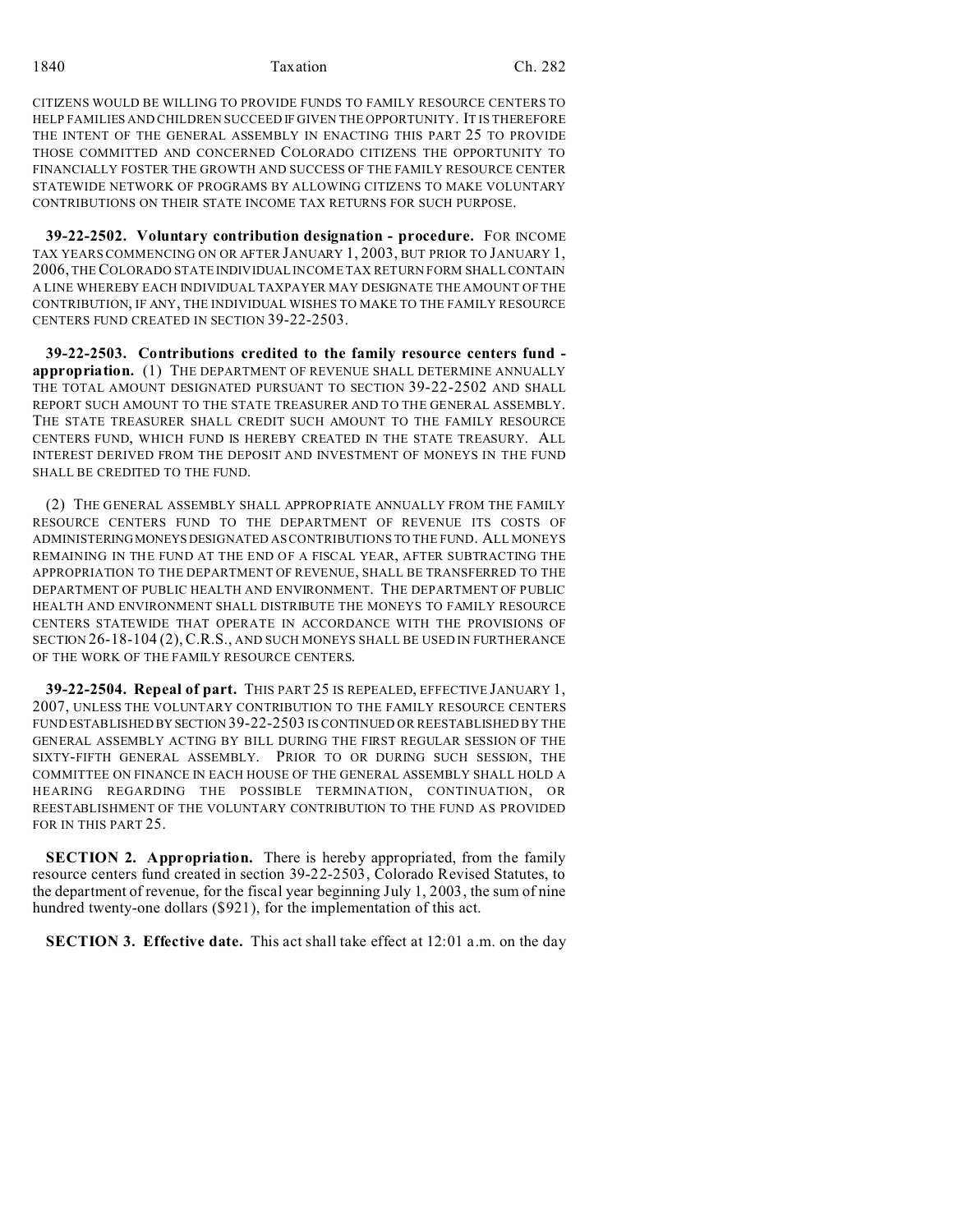CITIZENS WOULD BE WILLING TO PROVIDE FUNDS TO FAMILY RESOURCE CENTERS TO HELP FAMILIES AND CHILDREN SUCCEED IF GIVEN THE OPPORTUNITY. IT IS THEREFORE THE INTENT OF THE GENERAL ASSEMBLY IN ENACTING THIS PART 25 TO PROVIDE THOSE COMMITTED AND CONCERNED COLORADO CITIZENS THE OPPORTUNITY TO FINANCIALLY FOSTER THE GROWTH AND SUCCESS OF THE FAMILY RESOURCE CENTER STATEWIDE NETWORK OF PROGRAMS BY ALLOWING CITIZENS TO MAKE VOLUNTARY CONTRIBUTIONS ON THEIR STATE INCOME TAX RETURNS FOR SUCH PURPOSE.

**39-22-2502. Voluntary contribution designation - procedure.** FOR INCOME TAX YEARS COMMENCING ON OR AFTER JANUARY 1, 2003, BUT PRIOR TO JANUARY 1, 2006, THE COLORADO STATE INDIVIDUAL INCOME TAX RETURN FORM SHALL CONTAIN A LINE WHEREBY EACH INDIVIDUAL TAXPAYER MAY DESIGNATE THE AMOUNT OF THE CONTRIBUTION, IF ANY, THE INDIVIDUAL WISHES TO MAKE TO THE FAMILY RESOURCE CENTERS FUND CREATED IN SECTION 39-22-2503.

**39-22-2503. Contributions credited to the family resource centers fund - appropriation.** (1) THE DEPARTMENT OF REVENUE SHALL DETERMINE ANNUALLY THE TOTAL AMOUNT DESIGNATED PURSUANT TO SECTION 39-22-2502 AND SHALL REPORT SUCH AMOUNT TO THE STATE TREASURER AND TO THE GENERAL ASSEMBLY. THE STATE TREASURER SHALL CREDIT SUCH AMOUNT TO THE FAMILY RESOURCE CENTERS FUND, WHICH FUND IS HEREBY CREATED IN THE STATE TREASURY. ALL INTEREST DERIVED FROM THE DEPOSIT AND INVESTMENT OF MONEYS IN THE FUND SHALL BE CREDITED TO THE FUND.

(2) THE GENERAL ASSEMBLY SHALL APPROPRIATE ANNUALLY FROM THE FAMILY RESOURCE CENTERS FUND TO THE DEPARTMENT OF REVENUE ITS COSTS OF ADMINISTERING MONEYS DESIGNATED AS CONTRIBUTIONS TO THE FUND. ALL MONEYS REMAINING IN THE FUND AT THE END OF A FISCAL YEAR, AFTER SUBTRACTING THE APPROPRIATION TO THE DEPARTMENT OF REVENUE, SHALL BE TRANSFERRED TO THE DEPARTMENT OF PUBLIC HEALTH AND ENVIRONMENT. THE DEPARTMENT OF PUBLIC HEALTH AND ENVIRONMENT SHALL DISTRIBUTE THE MONEYS TO FAMILY RESOURCE CENTERS STATEWIDE THAT OPERATE IN ACCORDANCE WITH THE PROVISIONS OF SECTION 26-18-104 (2), C.R.S., AND SUCH MONEYS SHALL BE USED IN FURTHERANCE OF THE WORK OF THE FAMILY RESOURCE CENTERS.

**39-22-2504. Repeal of part.** THIS PART 25 IS REPEALED, EFFECTIVE JANUARY 1, 2007, UNLESS THE VOLUNTARY CONTRIBUTION TO THE FAMILY RESOURCE CENTERS FUND ESTABLISHED BY SECTION 39-22-2503 IS CONTINUED OR REESTABLISHED BY THE GENERAL ASSEMBLY ACTING BY BILL DURING THE FIRST REGULAR SESSION OF THE SIXTY-FIFTH GENERAL ASSEMBLY. PRIOR TO OR DURING SUCH SESSION, THE COMMITTEE ON FINANCE IN EACH HOUSE OF THE GENERAL ASSEMBLY SHALL HOLD A HEARING REGARDING THE POSSIBLE TERMINATION, CONTINUATION, OR REESTABLISHMENT OF THE VOLUNTARY CONTRIBUTION TO THE FUND AS PROVIDED FOR IN THIS PART 25.

**SECTION 2. Appropriation.** There is hereby appropriated, from the family resource centers fund created in section 39-22-2503, Colorado Revised Statutes, to the department of revenue, for the fiscal year beginning July 1, 2003, the sum of nine hundred twenty-one dollars ($921), for the implementation of this act.

**SECTION 3. Effective date.** This act shall take effect at 12:01 a.m. on the day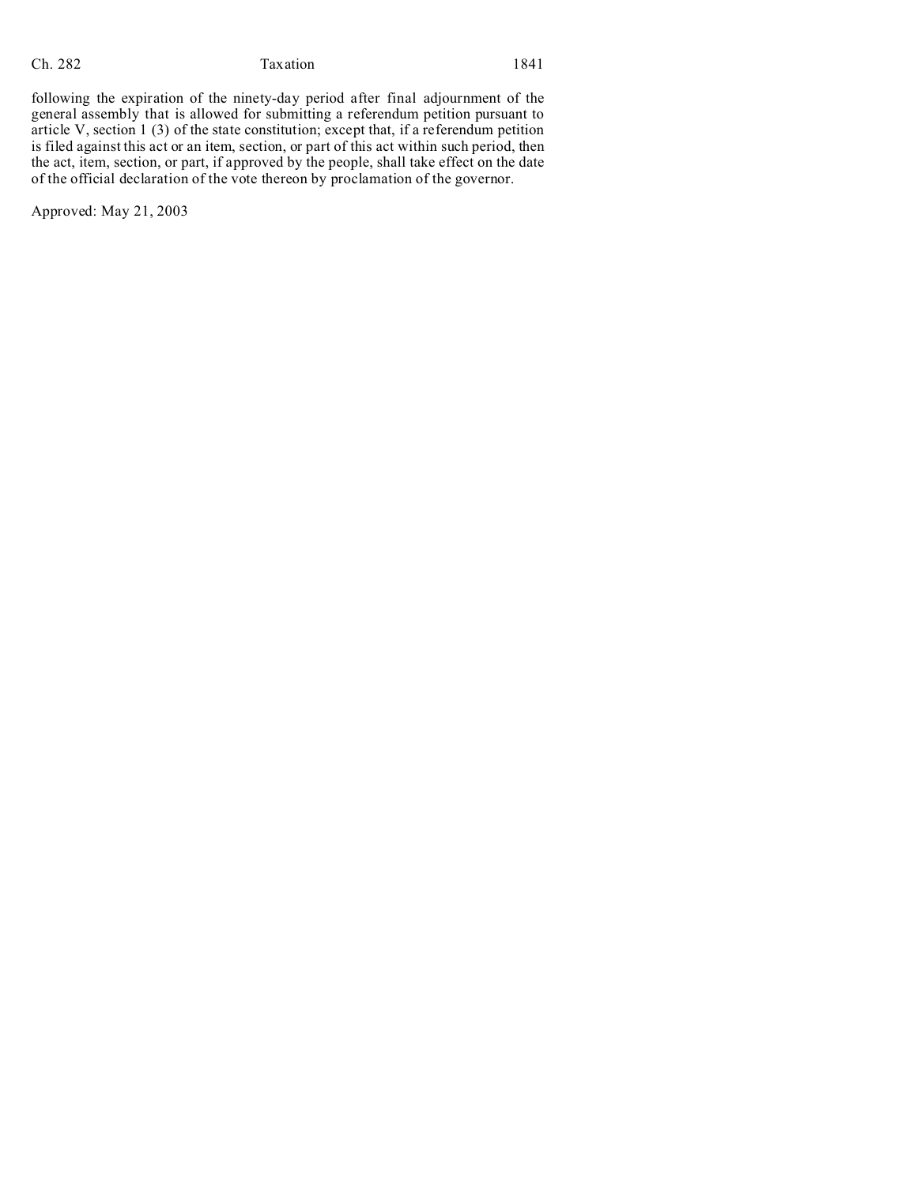following the expiration of the ninety-day period after final adjournment of the general assembly that is allowed for submitting a referendum petition pursuant to article V, section 1 (3) of the state constitution; except that, if a referendum petition is filed against this act or an item, section, or part of this act within such period, then the act, item, section, or part, if approved by the people, shall take effect on the date of the official declaration of the vote thereon by proclamation of the governor.

Approved: May 21, 2003